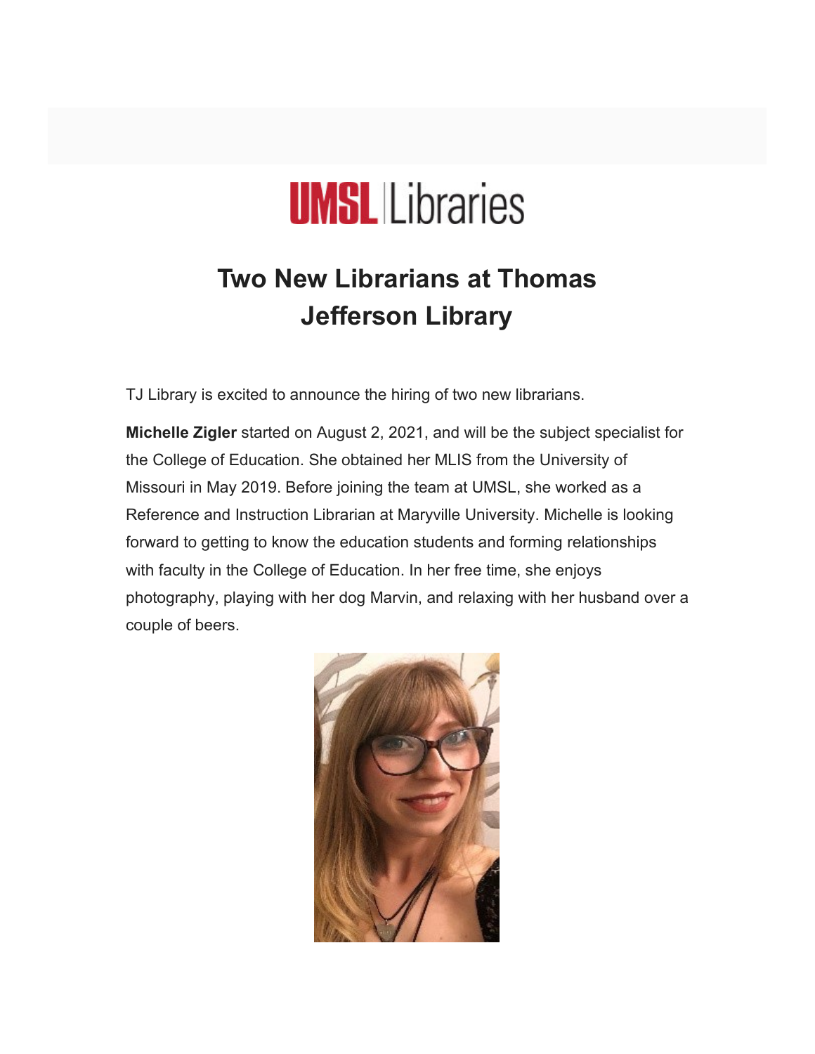UMSL Libraries

# Two New Librarians at Thomas Jefferson Library

TJ Library is excited to announce the hiring of two new librarians.

**Michelle Zigler** started on August 2, 2021, and will be the subject specialist for the College of Education. She obtained her MLIS from the University of Missouri in May 2019. Before joining the team at UMSL, she worked as a Reference and Instruction Librarian at Maryville University. Michelle is looking forward to getting to know the education students and forming relationships with faculty in the College of Education. In her free time, she enjoys photography, playing with her dog Marvin, and relaxing with her husband over a couple of beers.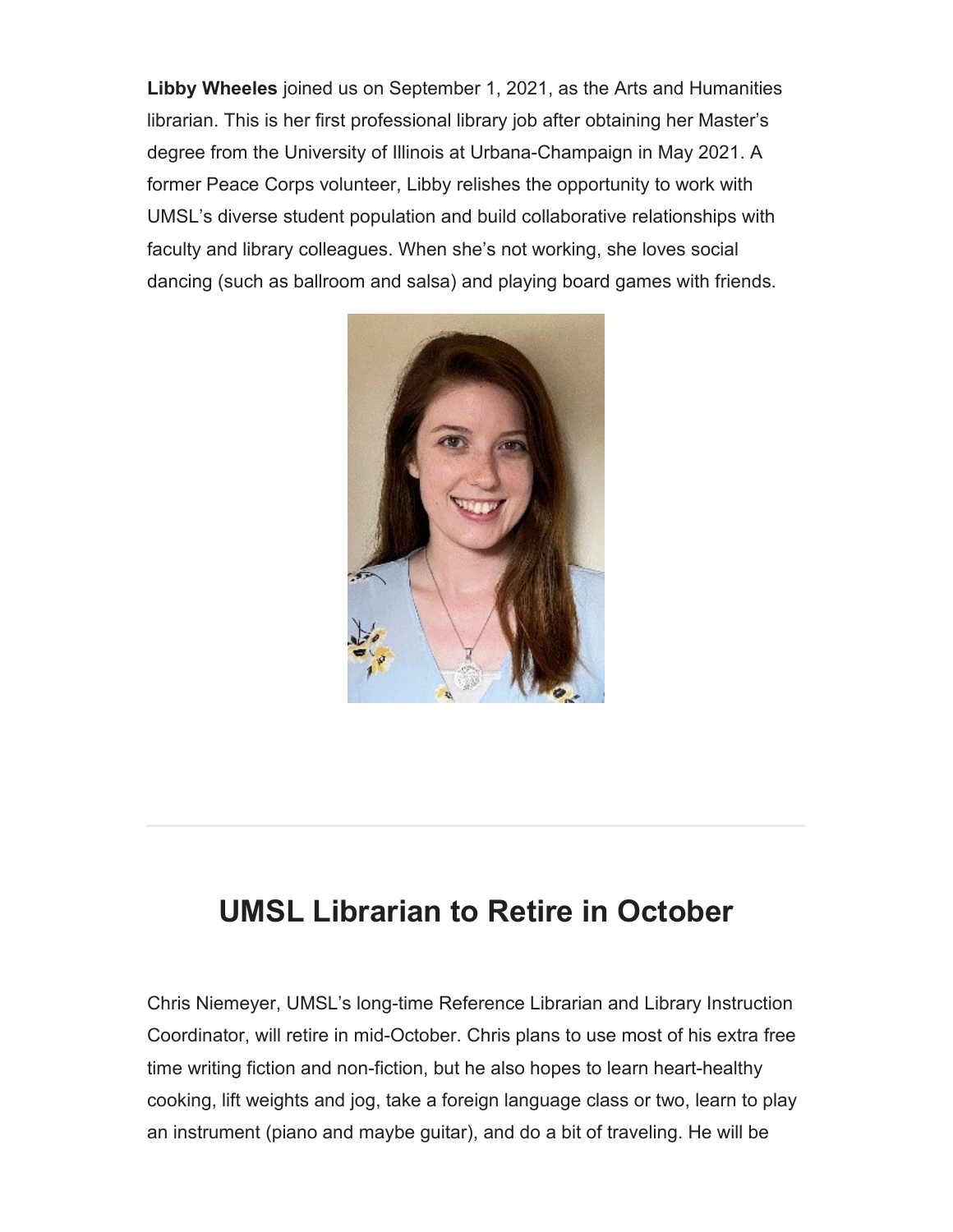**Libby Wheeles** joined us on September 1, 2021, as the Arts and Humanities librarian. This is her first professional library job after obtaining her Master's degree from the University of Illinois at Urbana-Champaign in May 2021. A former Peace Corps volunteer, Libby relishes the opportunity to work with UMSL's diverse student population and build collaborative relationships with faculty and library colleagues. When she's not working, she loves social dancing (such as ballroom and salsa) and playing board games with friends.

---

# UMSL Librarian to Retire in October

Chris Niemeyer, UMSL's long-time Reference Librarian and Library Instruction Coordinator, will retire in mid-October. Chris plans to use most of his extra free time writing fiction and non-fiction, but he also hopes to learn heart-healthy cooking, lift weights and jog, take a foreign language class or two, learn to play an instrument (piano and maybe guitar), and do a bit of traveling. He will be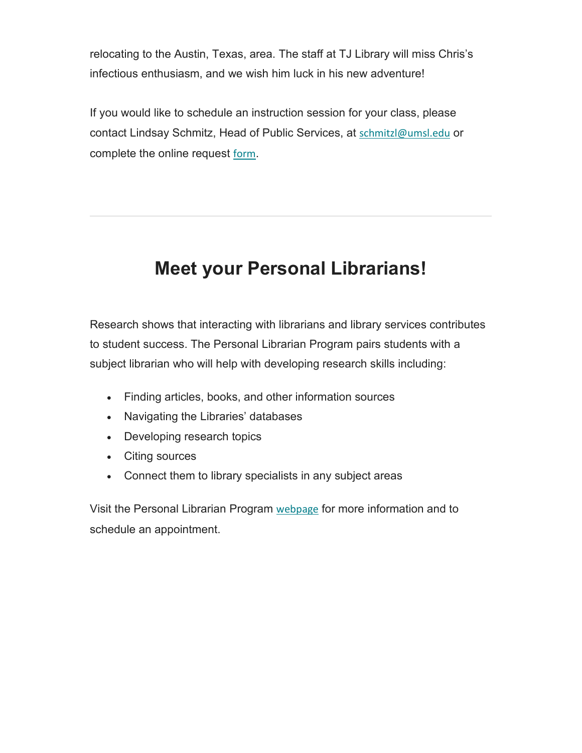relocating to the Austin, Texas, area. The staff at TJ Library will miss Chris's infectious enthusiasm, and we wish him luck in his new adventure!

If you would like to schedule an instruction session for your class, please contact Lindsay Schmitz, Head of Public Services, at schmitzl@umsl.edu or complete the online request form.

---

# Meet your Personal Librarians!

Research shows that interacting with librarians and library services contributes to student success. The Personal Librarian Program pairs students with a subject librarian who will help with developing research skills including:

- Finding articles, books, and other information sources
- Navigating the Libraries' databases
- Developing research topics
- Citing sources
- Connect them to library specialists in any subject areas

Visit the Personal Librarian Program webpage for more information and to schedule an appointment.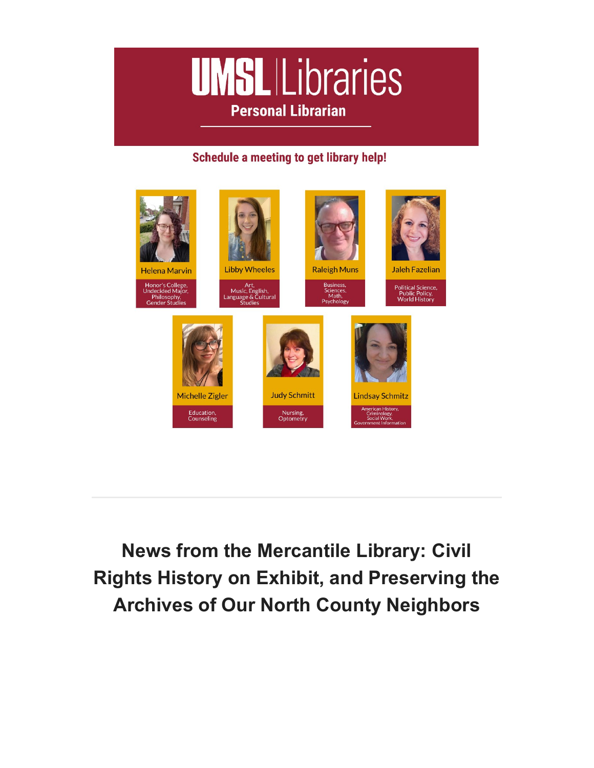# UMSL | Libraries

**Personal Librarian**

**Schedule a meeting to get library help!**

**Helena Marvin**
Honor's College, Undecided Major, Philosophy, Gender Studies

**Libby Wheeles**
Art, Music, English, Language & Cultural Studies

**Raleigh Muns**
Business, Sciences, Math, Psychology

**Jaleh Fazelian**
Political Science, Public Policy, World History

**Michelle Zigler**
Education, Counseling

**Judy Schmitt**
Nursing, Optometry

**Lindsay Schmitz**
American History, Criminology, Social Work, Government Information

---

## News from the Mercantile Library: Civil Rights History on Exhibit, and Preserving the Archives of Our North County Neighbors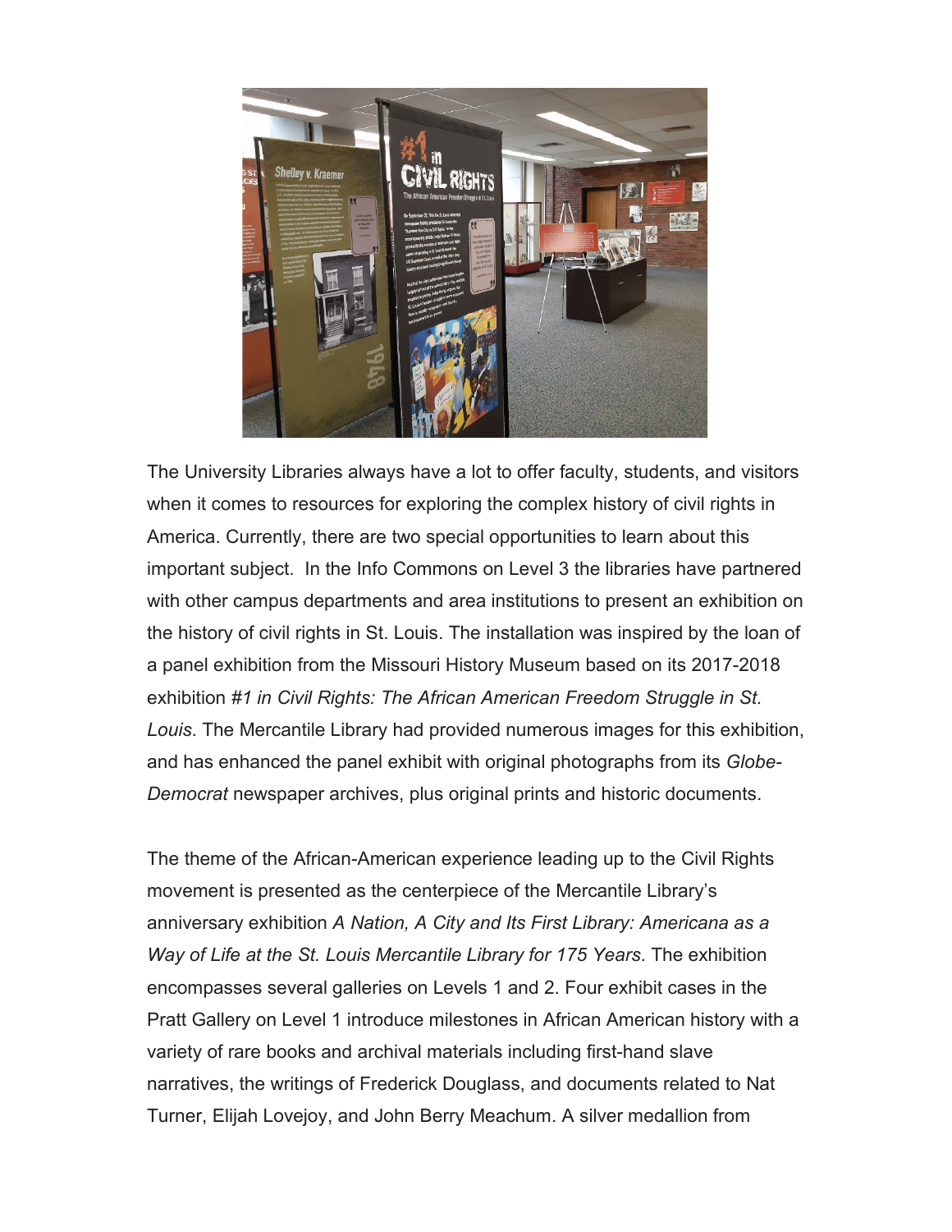The University Libraries always have a lot to offer faculty, students, and visitors when it comes to resources for exploring the complex history of civil rights in America. Currently, there are two special opportunities to learn about this important subject.  In the Info Commons on Level 3 the libraries have partnered with other campus departments and area institutions to present an exhibition on the history of civil rights in St. Louis. The installation was inspired by the loan of a panel exhibition from the Missouri History Museum based on its 2017-2018 exhibition *#1 in Civil Rights: The African American Freedom Struggle in St. Louis*. The Mercantile Library had provided numerous images for this exhibition, and has enhanced the panel exhibit with original photographs from its *Globe-Democrat* newspaper archives, plus original prints and historic documents.

The theme of the African-American experience leading up to the Civil Rights movement is presented as the centerpiece of the Mercantile Library's anniversary exhibition *A Nation, A City and Its First Library: Americana as a Way of Life at the St. Louis Mercantile Library for 175 Years*. The exhibition encompasses several galleries on Levels 1 and 2. Four exhibit cases in the Pratt Gallery on Level 1 introduce milestones in African American history with a variety of rare books and archival materials including first-hand slave narratives, the writings of Frederick Douglass, and documents related to Nat Turner, Elijah Lovejoy, and John Berry Meachum. A silver medallion from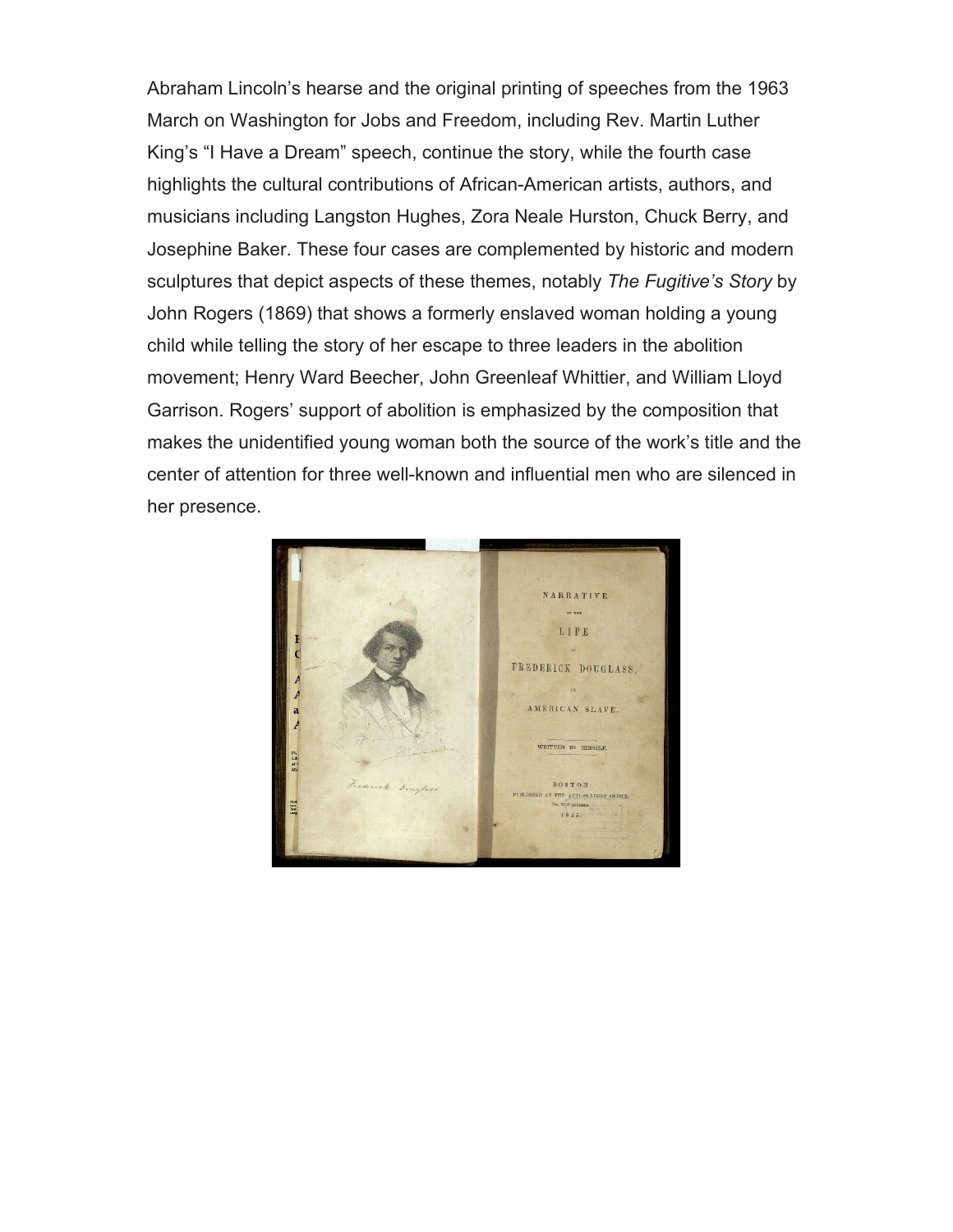Abraham Lincoln's hearse and the original printing of speeches from the 1963 March on Washington for Jobs and Freedom, including Rev. Martin Luther King's "I Have a Dream" speech, continue the story, while the fourth case highlights the cultural contributions of African-American artists, authors, and musicians including Langston Hughes, Zora Neale Hurston, Chuck Berry, and Josephine Baker. These four cases are complemented by historic and modern sculptures that depict aspects of these themes, notably *The Fugitive's Story* by John Rogers (1869) that shows a formerly enslaved woman holding a young child while telling the story of her escape to three leaders in the abolition movement; Henry Ward Beecher, John Greenleaf Whittier, and William Lloyd Garrison. Rogers' support of abolition is emphasized by the composition that makes the unidentified young woman both the source of the work's title and the center of attention for three well-known and influential men who are silenced in her presence.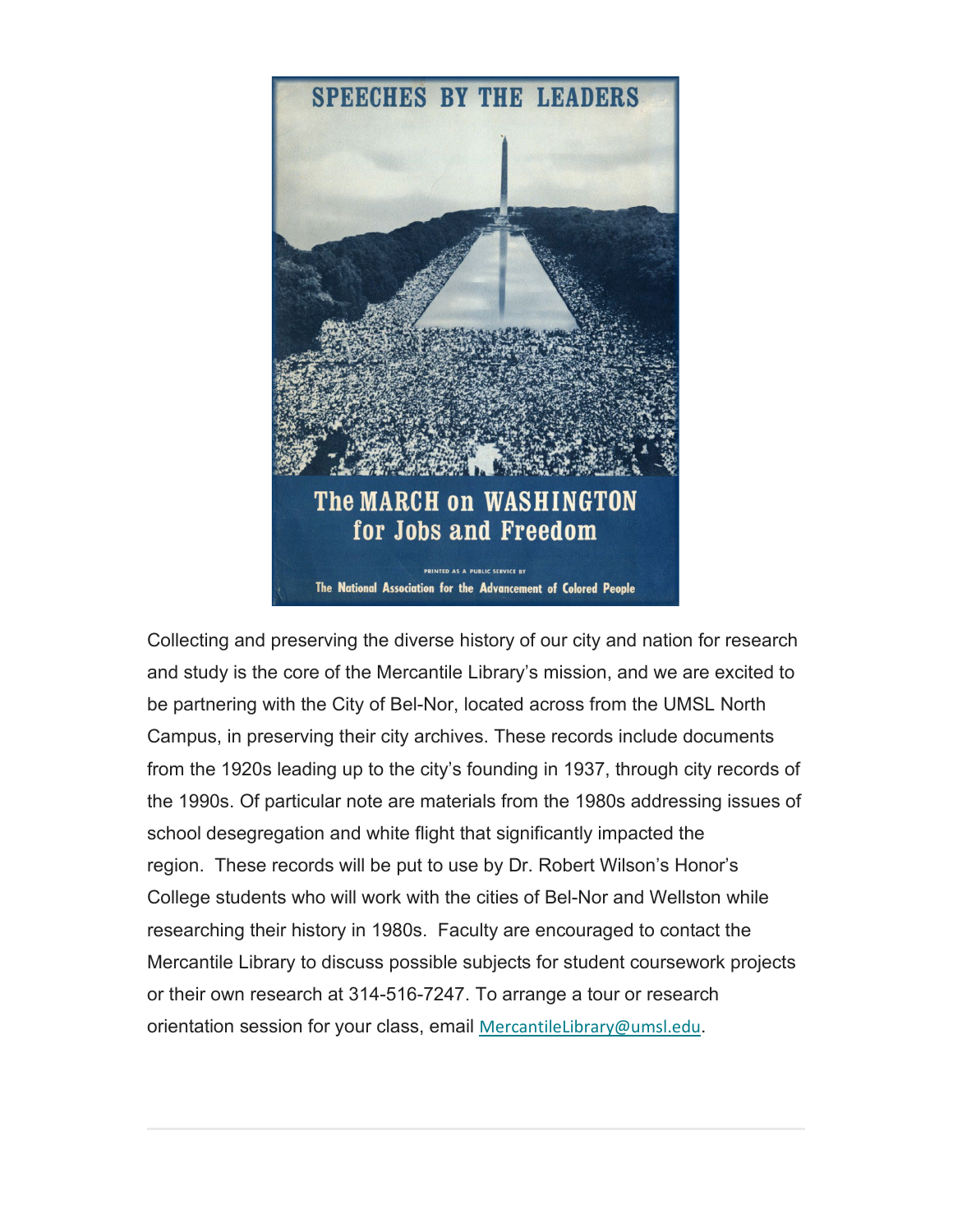SPEECHES BY THE LEADERS

The MARCH on WASHINGTON for Jobs and Freedom

PRINTED AS A PUBLIC SERVICE BY

The National Association for the Advancement of Colored People

Collecting and preserving the diverse history of our city and nation for research and study is the core of the Mercantile Library's mission, and we are excited to be partnering with the City of Bel-Nor, located across from the UMSL North Campus, in preserving their city archives. These records include documents from the 1920s leading up to the city's founding in 1937, through city records of the 1990s. Of particular note are materials from the 1980s addressing issues of school desegregation and white flight that significantly impacted the region. These records will be put to use by Dr. Robert Wilson's Honor's College students who will work with the cities of Bel-Nor and Wellston while researching their history in 1980s. Faculty are encouraged to contact the Mercantile Library to discuss possible subjects for student coursework projects or their own research at 314-516-7247. To arrange a tour or research orientation session for your class, email MercantileLibrary@umsl.edu.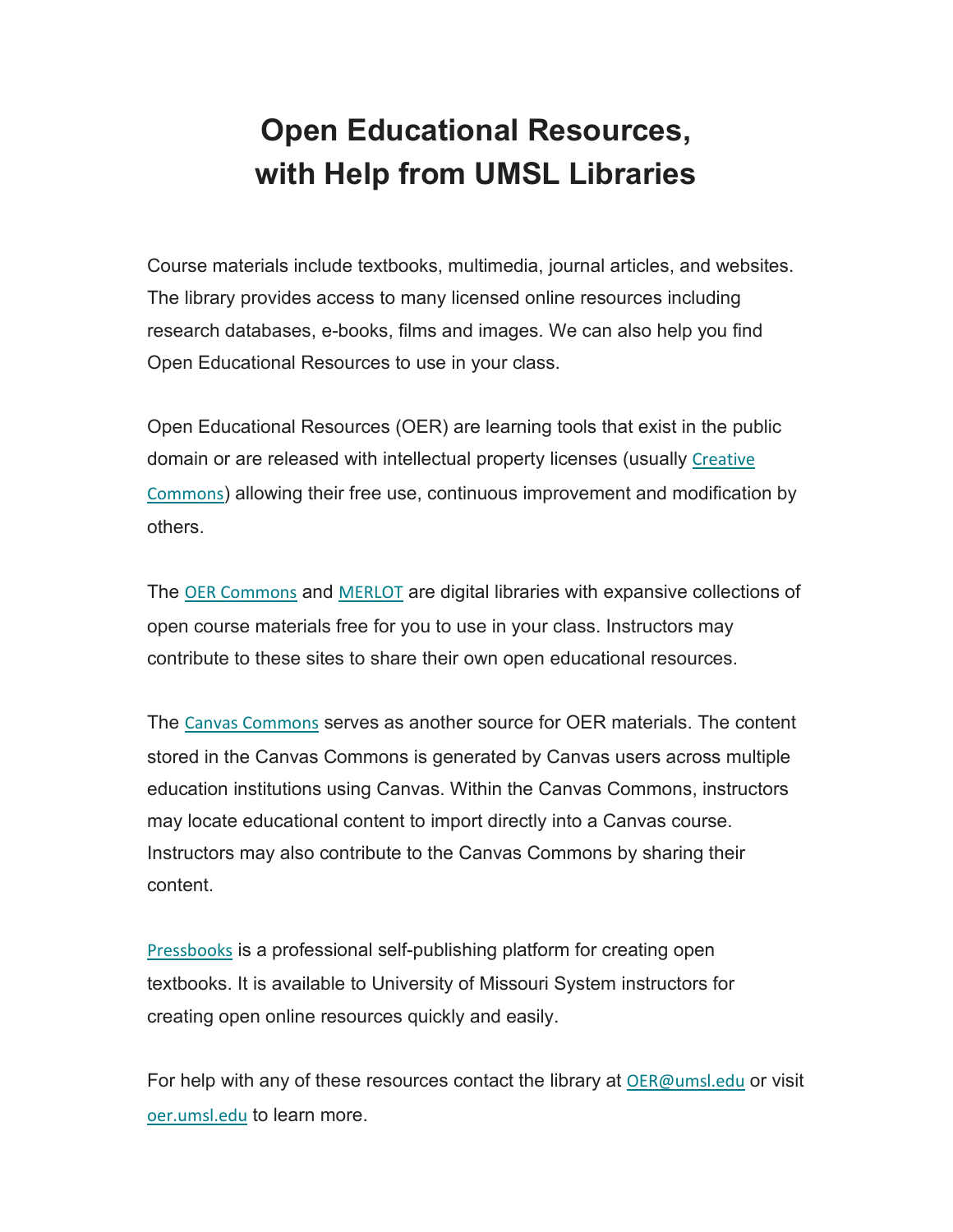# Open Educational Resources, with Help from UMSL Libraries

Course materials include textbooks, multimedia, journal articles, and websites. The library provides access to many licensed online resources including research databases, e-books, films and images. We can also help you find Open Educational Resources to use in your class.

Open Educational Resources (OER) are learning tools that exist in the public domain or are released with intellectual property licenses (usually Creative Commons) allowing their free use, continuous improvement and modification by others.

The OER Commons and MERLOT are digital libraries with expansive collections of open course materials free for you to use in your class. Instructors may contribute to these sites to share their own open educational resources.

The Canvas Commons serves as another source for OER materials. The content stored in the Canvas Commons is generated by Canvas users across multiple education institutions using Canvas. Within the Canvas Commons, instructors may locate educational content to import directly into a Canvas course. Instructors may also contribute to the Canvas Commons by sharing their content.

Pressbooks is a professional self-publishing platform for creating open textbooks. It is available to University of Missouri System instructors for creating open online resources quickly and easily.

For help with any of these resources contact the library at OER@umsl.edu or visit oer.umsl.edu to learn more.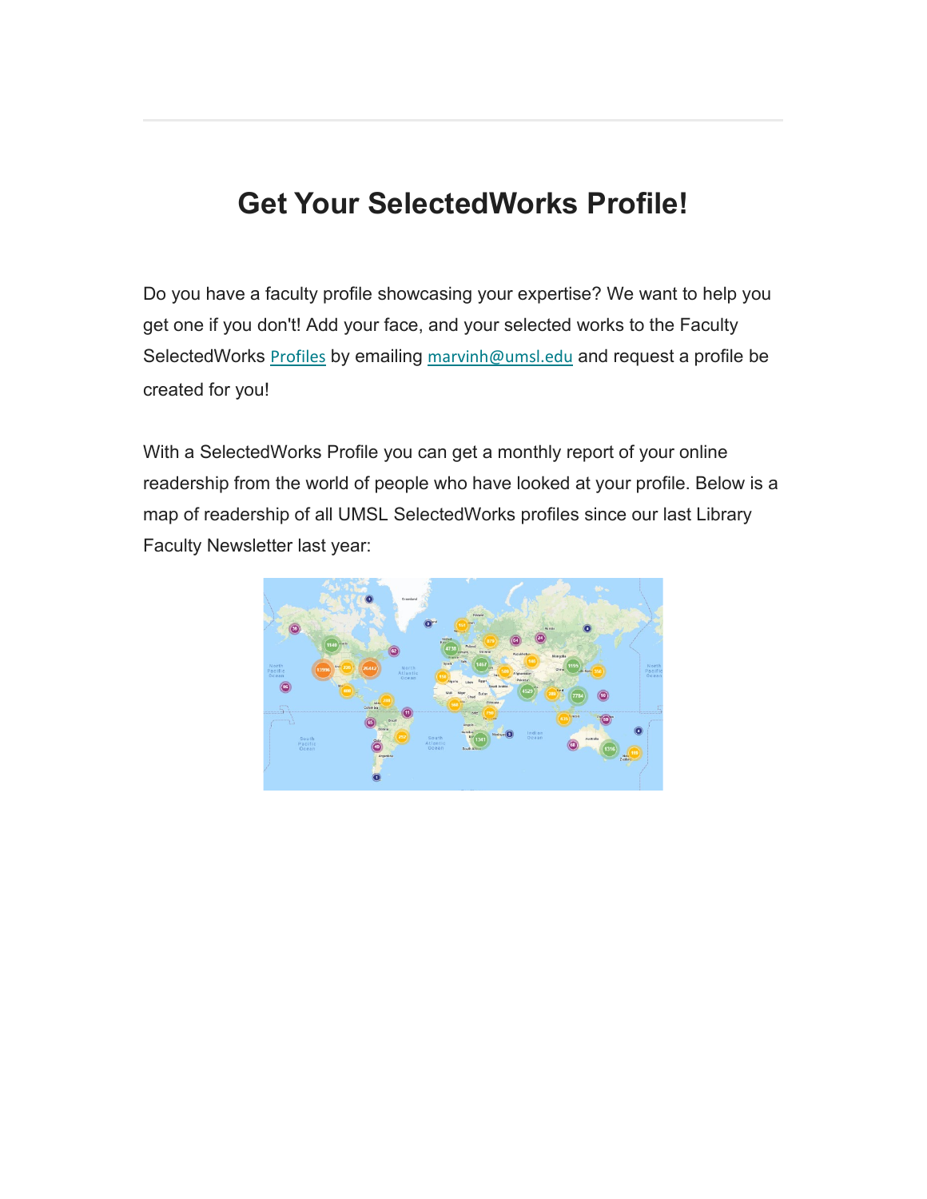# Get Your SelectedWorks Profile!

Do you have a faculty profile showcasing your expertise? We want to help you get one if you don't! Add your face, and your selected works to the Faculty SelectedWorks Profiles by emailing marvinh@umsl.edu and request a profile be created for you!

With a SelectedWorks Profile you can get a monthly report of your online readership from the world of people who have looked at your profile. Below is a map of readership of all UMSL SelectedWorks profiles since our last Library Faculty Newsletter last year: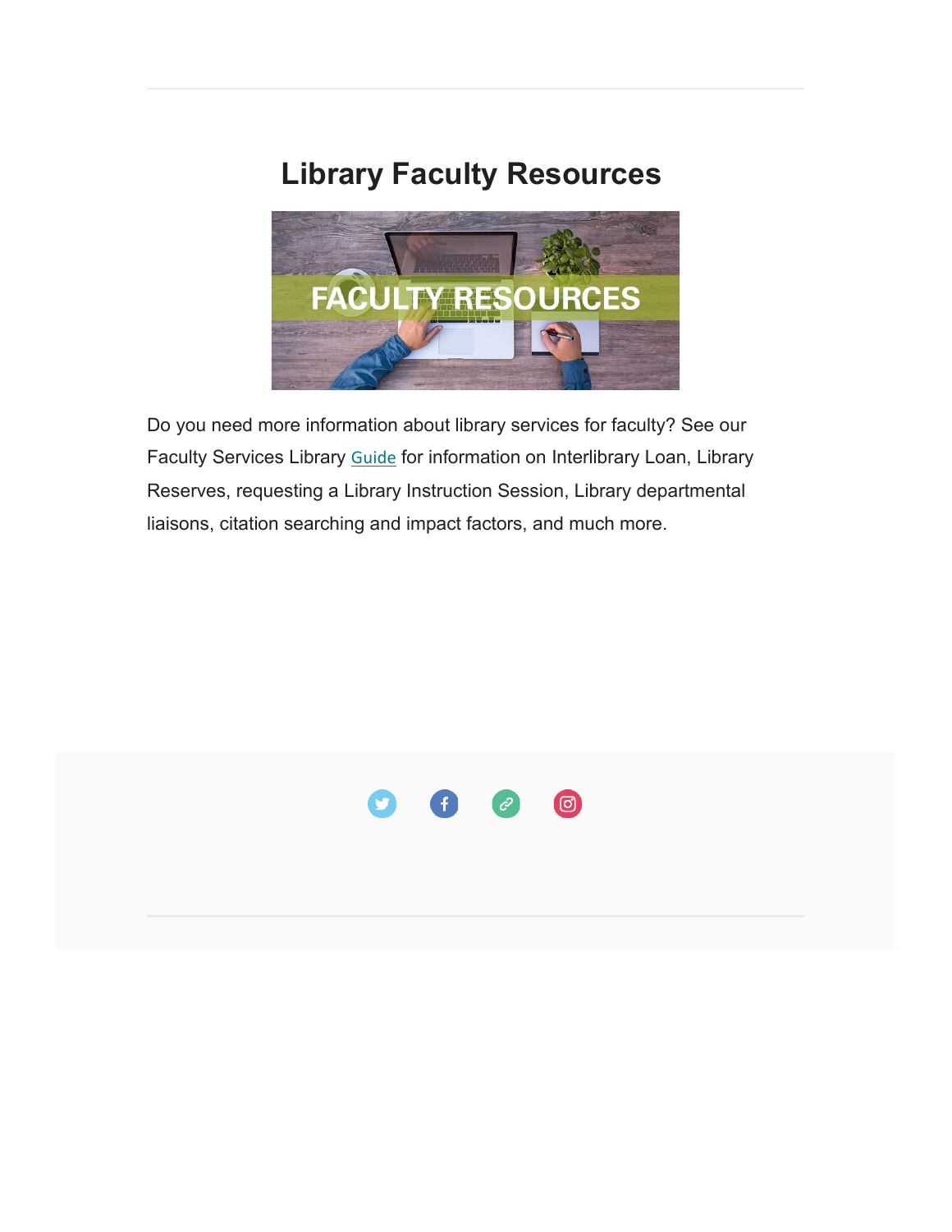## Library Faculty Resources

Do you need more information about library services for faculty? See our Faculty Services Library Guide for information on Interlibrary Loan, Library Reserves, requesting a Library Instruction Session, Library departmental liaisons, citation searching and impact factors, and much more.